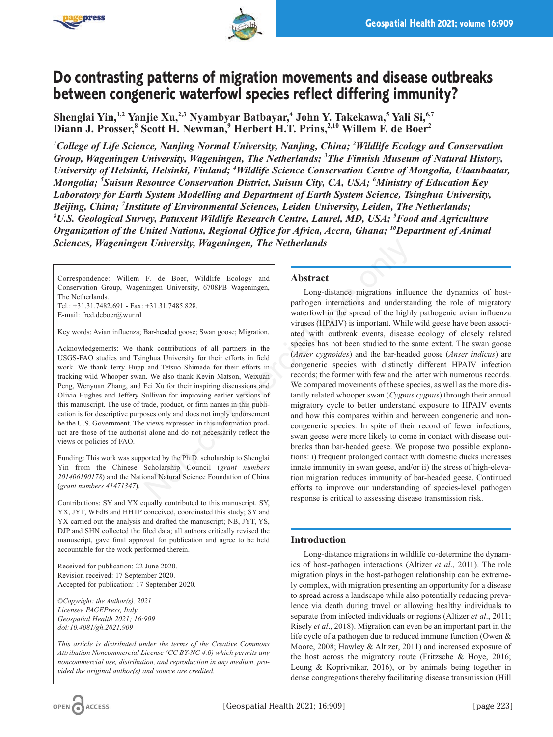# Do contrasting patterns of migration movements and disease outbreaks between congeneric waterfowl species reflect differing immunity?

**Shenglai Yin,[1,2] Yanjie Xu,[2,3] Nyambyar Batbayar,[4] John Y. Takekawa,[5] Yali Si,[6,7] Diann J. Prosser,[8] Scott H. Newman,[9] Herbert H.T. Prins,[2,10] Willem F. de Boer[2]**

*[1]College of Life Science, Nanjing Normal University, Nanjing, China; [2]Wildlife Ecology and Conservation Group, Wageningen University, Wageningen, The Netherlands; [3]The Finnish Museum of Natural History, University of Helsinki, Helsinki, Finland; [4]Wildlife Science Conservation Centre of Mongolia, Ulaanbaatar, Mongolia; [5]Suisun Resource Conservation District, Suisun City, CA, USA; [6]Ministry of Education Key Laboratory for Earth System Modelling and Department of Earth System Science, Tsinghua University, Beijing, China; [7]Institute of Environmental Sciences, Leiden University, Leiden, The Netherlands; [8]U.S. Geological Survey, Patuxent Wildlife Research Centre, Laurel, MD, USA; [9]Food and Agriculture Organization of the United Nations, Regional Office for Africa, Accra, Ghana; [10]Department of Animal Sciences, Wageningen University, Wageningen, The Netherlands*

Correspondence: Willem F. de Boer, Wildlife Ecology and Conservation Group, Wageningen University, 6708PB Wageningen, The Netherlands.
Tel.: +31.31.7482.691 - Fax: +31.31.7485.828.
E-mail: fred.deboer@wur.nl

Key words: Avian influenza; Bar-headed goose; Swan goose; Migration.

Acknowledgements: We thank contributions of all partners in the USGS-FAO studies and Tsinghua University for their efforts in field work. We thank Jerry Hupp and Tetsuo Shimada for their efforts in tracking wild Whooper swan. We also thank Kevin Matson, Weixuan Peng, Wenyuan Zhang, and Fei Xu for their inspiring discussions and Olivia Hughes and Jeffery Sullivan for improving earlier versions of this manuscript. The use of trade, product, or firm names in this publication is for descriptive purposes only and does not imply endorsement be the U.S. Government. The views expressed in this information product are those of the author(s) alone and do not necessarily reflect the views or policies of FAO.

Funding: This work was supported by the Ph.D. scholarship to Shenglai Yin from the Chinese Scholarship Council (*grant numbers 201406190178*) and the National Natural Science Foundation of China (*grant numbers 41471347*).

Contributions: SY and YX equally contributed to this manuscript. SY, YX, JYT, WFdB and HHTP conceived, coordinated this study; SY and YX carried out the analysis and drafted the manuscript; NB, JYT, YS, DJP and SHN collected the filed data; all authors critically revised the manuscript, gave final approval for publication and agree to be held accountable for the work performed therein.

Received for publication: 22 June 2020.
Revision received: 17 September 2020.
Accepted for publication: 17 September 2020.

*©Copyright: the Author(s), 2021*
*Licensee PAGEPress, Italy*
*Geospatial Health 2021; 16:909*
*doi:10.4081/gh.2021.909*

*This article is distributed under the terms of the Creative Commons Attribution Noncommercial License (CC BY-NC 4.0) which permits any noncommercial use, distribution, and reproduction in any medium, provided the original author(s) and source are credited.*

## Abstract

Long-distance migrations influence the dynamics of host-pathogen interactions and understanding the role of migratory waterfowl in the spread of the highly pathogenic avian influenza viruses (HPAIV) is important. While wild geese have been associated with outbreak events, disease ecology of closely related species has not been studied to the same extent. The swan goose (*Anser cygnoides*) and the bar-headed goose (*Anser indicus*) are congeneric species with distinctly different HPAIV infection records; the former with few and the latter with numerous records. We compared movements of these species, as well as the more distantly related whooper swan (*Cygnus cygnus*) through their annual migratory cycle to better understand exposure to HPAIV events and how this compares within and between congeneric and non-congeneric species. In spite of their record of fewer infections, swan geese were more likely to come in contact with disease outbreaks than bar-headed geese. We propose two possible explanations: i) frequent prolonged contact with domestic ducks increases innate immunity in swan geese, and/or ii) the stress of high-elevation migration reduces immunity of bar-headed geese. Continued efforts to improve our understanding of species-level pathogen response is critical to assessing disease transmission risk.

## Introduction

Long-distance migrations in wildlife co-determine the dynamics of host-pathogen interactions (Altizer *et al*., 2011). The role migration plays in the host-pathogen relationship can be extremely complex, with migration presenting an opportunity for a disease to spread across a landscape while also potentially reducing prevalence via death during travel or allowing healthy individuals to separate from infected individuals or regions (Altizer *et al*., 2011; Risely *et al*., 2018). Migration can even be an important part in the life cycle of a pathogen due to reduced immune function (Owen & Moore, 2008; Hawley & Altizer, 2011) and increased exposure of the host across the migratory route (Fritzsche & Hoye, 2016; Leung & Koprivnikar, 2016), or by animals being together in dense congregations thereby facilitating disease transmission (Hill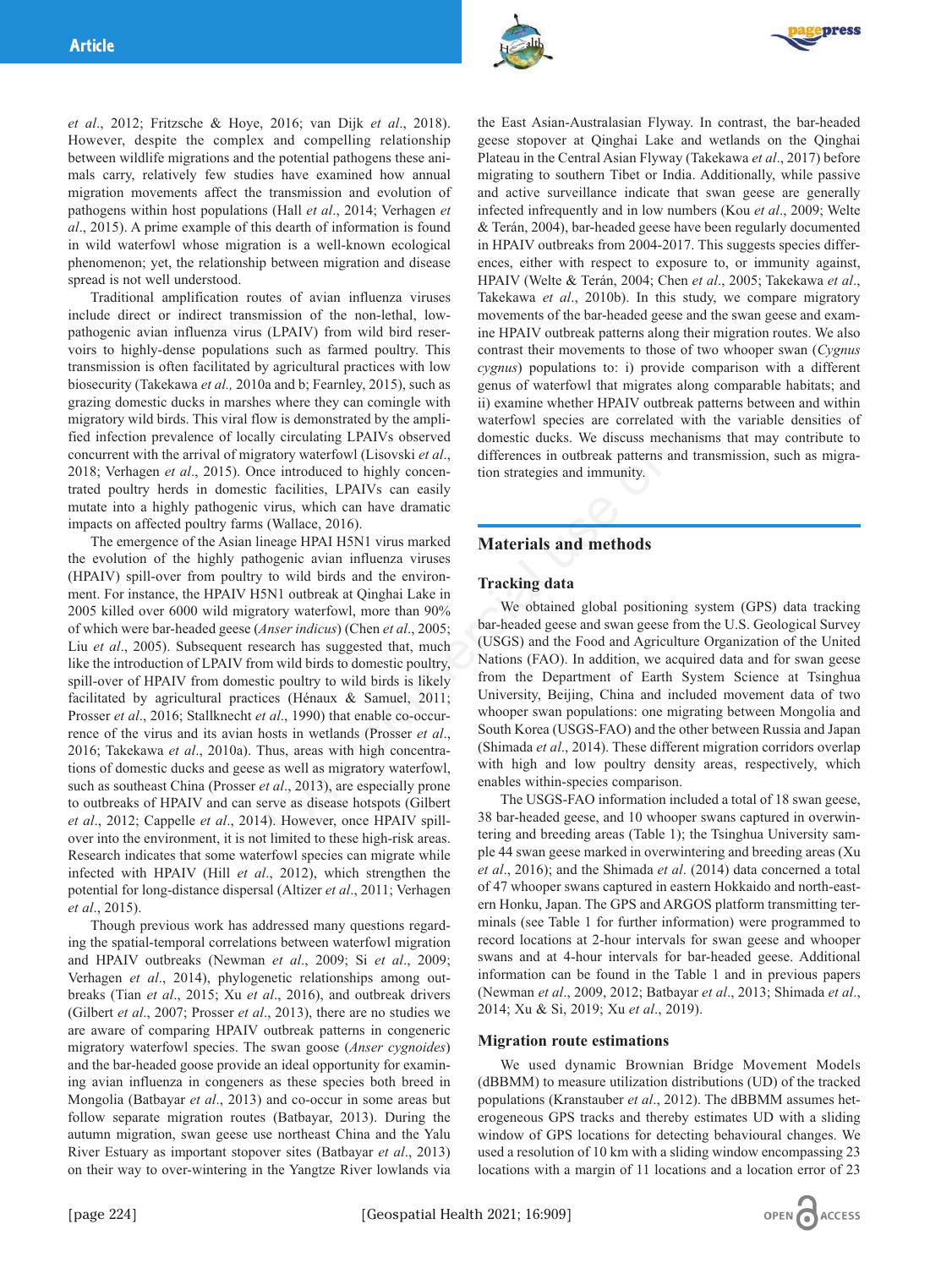*et al*., 2012; Fritzsche & Hoye, 2016; van Dijk *et al*., 2018). However, despite the complex and compelling relationship between wildlife migrations and the potential pathogens these animals carry, relatively few studies have examined how annual migration movements affect the transmission and evolution of pathogens within host populations (Hall *et al*., 2014; Verhagen *et al*., 2015). A prime example of this dearth of information is found in wild waterfowl whose migration is a well-known ecological phenomenon; yet, the relationship between migration and disease spread is not well understood.

Traditional amplification routes of avian influenza viruses include direct or indirect transmission of the non-lethal, low-pathogenic avian influenza virus (LPAIV) from wild bird reservoirs to highly-dense populations such as farmed poultry. This transmission is often facilitated by agricultural practices with low biosecurity (Takekawa *et al.,* 2010a and b; Fearnley, 2015), such as grazing domestic ducks in marshes where they can comingle with migratory wild birds. This viral flow is demonstrated by the amplified infection prevalence of locally circulating LPAIVs observed concurrent with the arrival of migratory waterfowl (Lisovski *et al*., 2018; Verhagen *et al*., 2015). Once introduced to highly concentrated poultry herds in domestic facilities, LPAIVs can easily mutate into a highly pathogenic virus, which can have dramatic impacts on affected poultry farms (Wallace, 2016).

The emergence of the Asian lineage HPAI H5N1 virus marked the evolution of the highly pathogenic avian influenza viruses (HPAIV) spill-over from poultry to wild birds and the environment. For instance, the HPAIV H5N1 outbreak at Qinghai Lake in 2005 killed over 6000 wild migratory waterfowl, more than 90% of which were bar-headed geese (*Anser indicus*) (Chen *et al*., 2005; Liu *et al*., 2005). Subsequent research has suggested that, much like the introduction of LPAIV from wild birds to domestic poultry, spill-over of HPAIV from domestic poultry to wild birds is likely facilitated by agricultural practices (Hénaux & Samuel, 2011; Prosser *et al*., 2016; Stallknecht *et al*., 1990) that enable co-occurrence of the virus and its avian hosts in wetlands (Prosser *et al*., 2016; Takekawa *et al*., 2010a). Thus, areas with high concentrations of domestic ducks and geese as well as migratory waterfowl, such as southeast China (Prosser *et al*., 2013), are especially prone to outbreaks of HPAIV and can serve as disease hotspots (Gilbert *et al*., 2012; Cappelle *et al*., 2014). However, once HPAIV spill-over into the environment, it is not limited to these high-risk areas. Research indicates that some waterfowl species can migrate while infected with HPAIV (Hill *et al*., 2012), which strengthen the potential for long-distance dispersal (Altizer *et al*., 2011; Verhagen *et al*., 2015).

Though previous work has addressed many questions regarding the spatial-temporal correlations between waterfowl migration and HPAIV outbreaks (Newman *et al*., 2009; Si *et al*., 2009; Verhagen *et al*., 2014), phylogenetic relationships among outbreaks (Tian *et al*., 2015; Xu *et al*., 2016), and outbreak drivers (Gilbert *et al*., 2007; Prosser *et al*., 2013), there are no studies we are aware of comparing HPAIV outbreak patterns in congeneric migratory waterfowl species. The swan goose (*Anser cygnoides*) and the bar-headed goose provide an ideal opportunity for examining avian influenza in congeners as these species both breed in Mongolia (Batbayar *et al*., 2013) and co-occur in some areas but follow separate migration routes (Batbayar, 2013). During the autumn migration, swan geese use northeast China and the Yalu River Estuary as important stopover sites (Batbayar *et al*., 2013) on their way to over-wintering in the Yangtze River lowlands via the East Asian-Australasian Flyway. In contrast, the bar-headed geese stopover at Qinghai Lake and wetlands on the Qinghai Plateau in the Central Asian Flyway (Takekawa *et al*., 2017) before migrating to southern Tibet or India. Additionally, while passive and active surveillance indicate that swan geese are generally infected infrequently and in low numbers (Kou *et al*., 2009; Welte & Terán, 2004), bar-headed geese have been regularly documented in HPAIV outbreaks from 2004-2017. This suggests species differences, either with respect to exposure to, or immunity against, HPAIV (Welte & Terán, 2004; Chen *et al*., 2005; Takekawa *et al*., Takekawa *et al*., 2010b). In this study, we compare migratory movements of the bar-headed geese and the swan geese and examine HPAIV outbreak patterns along their migration routes. We also contrast their movements to those of two whooper swan (*Cygnus cygnus*) populations to: i) provide comparison with a different genus of waterfowl that migrates along comparable habitats; and ii) examine whether HPAIV outbreak patterns between and within waterfowl species are correlated with the variable densities of domestic ducks. We discuss mechanisms that may contribute to differences in outbreak patterns and transmission, such as migration strategies and immunity.

## Materials and methods

### Tracking data

We obtained global positioning system (GPS) data tracking bar-headed geese and swan geese from the U.S. Geological Survey (USGS) and the Food and Agriculture Organization of the United Nations (FAO). In addition, we acquired data and for swan geese from the Department of Earth System Science at Tsinghua University, Beijing, China and included movement data of two whooper swan populations: one migrating between Mongolia and South Korea (USGS-FAO) and the other between Russia and Japan (Shimada *et al*., 2014). These different migration corridors overlap with high and low poultry density areas, respectively, which enables within-species comparison.

The USGS-FAO information included a total of 18 swan geese, 38 bar-headed geese, and 10 whooper swans captured in overwintering and breeding areas (Table 1); the Tsinghua University sample 44 swan geese marked in overwintering and breeding areas (Xu *et al*., 2016); and the Shimada *et al*. (2014) data concerned a total of 47 whooper swans captured in eastern Hokkaido and north-eastern Honku, Japan. The GPS and ARGOS platform transmitting terminals (see Table 1 for further information) were programmed to record locations at 2-hour intervals for swan geese and whooper swans and at 4-hour intervals for bar-headed geese. Additional information can be found in the Table 1 and in previous papers (Newman *et al*., 2009, 2012; Batbayar *et al*., 2013; Shimada *et al*., 2014; Xu & Si, 2019; Xu *et al*., 2019).

### Migration route estimations

We used dynamic Brownian Bridge Movement Models (dBBMM) to measure utilization distributions (UD) of the tracked populations (Kranstauber *et al*., 2012). The dBBMM assumes heterogeneous GPS tracks and thereby estimates UD with a sliding window of GPS locations for detecting behavioural changes. We used a resolution of 10 km with a sliding window encompassing 23 locations with a margin of 11 locations and a location error of 23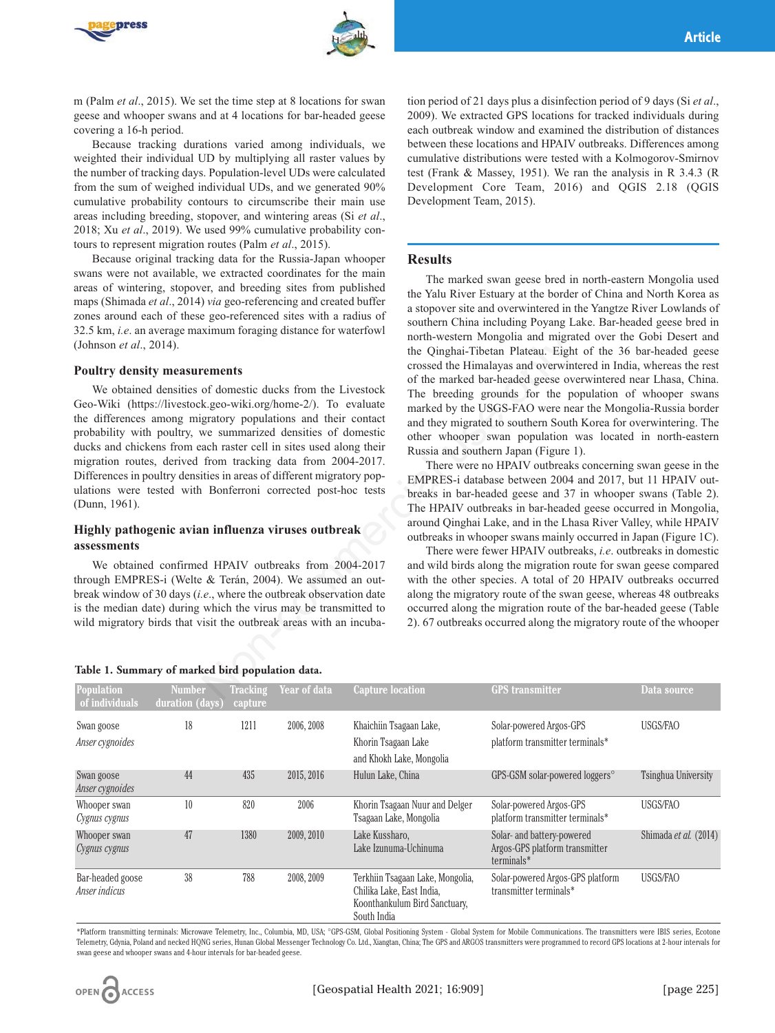m (Palm *et al*., 2015). We set the time step at 8 locations for swan geese and whooper swans and at 4 locations for bar-headed geese covering a 16-h period.

Because tracking durations varied among individuals, we weighted their individual UD by multiplying all raster values by the number of tracking days. Population-level UDs were calculated from the sum of weighed individual UDs, and we generated 90% cumulative probability contours to circumscribe their main use areas including breeding, stopover, and wintering areas (Si *et al*., 2018; Xu *et al*., 2019). We used 99% cumulative probability contours to represent migration routes (Palm *et al*., 2015).

Because original tracking data for the Russia-Japan whooper swans were not available, we extracted coordinates for the main areas of wintering, stopover, and breeding sites from published maps (Shimada *et al*., 2014) *via* geo-referencing and created buffer zones around each of these geo-referenced sites with a radius of 32.5 km, *i.e*. an average maximum foraging distance for waterfowl (Johnson *et al*., 2014).

### Poultry density measurements

We obtained densities of domestic ducks from the Livestock Geo-Wiki (https://livestock.geo-wiki.org/home-2/). To evaluate the differences among migratory populations and their contact probability with poultry, we summarized densities of domestic ducks and chickens from each raster cell in sites used along their migration routes, derived from tracking data from 2004-2017. Differences in poultry densities in areas of different migratory populations were tested with Bonferroni corrected post-hoc tests (Dunn, 1961).

### Highly pathogenic avian influenza viruses outbreak assessments

We obtained confirmed HPAIV outbreaks from 2004-2017 through EMPRES-i (Welte & Terán, 2004). We assumed an outbreak window of 30 days (*i.e*., where the outbreak observation date is the median date) during which the virus may be transmitted to wild migratory birds that visit the outbreak areas with an incubation period of 21 days plus a disinfection period of 9 days (Si *et al*., 2009). We extracted GPS locations for tracked individuals during each outbreak window and examined the distribution of distances between these locations and HPAIV outbreaks. Differences among cumulative distributions were tested with a Kolmogorov-Smirnov test (Frank & Massey, 1951). We ran the analysis in R 3.4.3 (R Development Core Team, 2016) and QGIS 2.18 (QGIS Development Team, 2015).

## Results

The marked swan geese bred in north-eastern Mongolia used the Yalu River Estuary at the border of China and North Korea as a stopover site and overwintered in the Yangtze River Lowlands of southern China including Poyang Lake. Bar-headed geese bred in north-western Mongolia and migrated over the Gobi Desert and the Qinghai-Tibetan Plateau. Eight of the 36 bar-headed geese crossed the Himalayas and overwintered in India, whereas the rest of the marked bar-headed geese overwintered near Lhasa, China. The breeding grounds for the population of whooper swans marked by the USGS-FAO were near the Mongolia-Russia border and they migrated to southern South Korea for overwintering. The other whooper swan population was located in north-eastern Russia and southern Japan (Figure 1).

There were no HPAIV outbreaks concerning swan geese in the EMPRES-i database between 2004 and 2017, but 11 HPAIV outbreaks in bar-headed geese and 37 in whooper swans (Table 2). The HPAIV outbreaks in bar-headed geese occurred in Mongolia, around Qinghai Lake, and in the Lhasa River Valley, while HPAIV outbreaks in whooper swans mainly occurred in Japan (Figure 1C).

There were fewer HPAIV outbreaks, *i.e*. outbreaks in domestic and wild birds along the migration route for swan geese compared with the other species. A total of 20 HPAIV outbreaks occurred along the migratory route of the swan geese, whereas 48 outbreaks occurred along the migration route of the bar-headed geese (Table 2). 67 outbreaks occurred along the migratory route of the whooper

**Table 1. Summary of marked bird population data.**

| Population | Number of individuals | Tracking duration (days) | Year of data capture | Capture location | GPS transmitter | Data source |
|---|---|---|---|---|---|---|
| Swan goose *Anser cygnoides* | 18 | 1211 | 2006, 2008 | Khaichiin Tsagaan Lake, Khorin Tsagaan Lake and Khokh Lake, Mongolia | Solar-powered Argos-GPS platform transmitter terminals* | USGS/FAO |
| Swan goose *Anser cygnoides* | 44 | 435 | 2015, 2016 | Hulun Lake, China | GPS-GSM solar-powered loggers° | Tsinghua University |
| Whooper swan *Cygnus cygnus* | 10 | 820 | 2006 | Khorin Tsagaan Nuur and Delger Tsagaan Lake, Mongolia | Solar-powered Argos-GPS platform transmitter terminals* | USGS/FAO |
| Whooper swan *Cygnus cygnus* | 47 | 1380 | 2009, 2010 | Lake Kussharo, Lake Izunuma-Uchinuma | Solar- and battery-powered Argos-GPS platform transmitter terminals* | Shimada *et al.* (2014) |
| Bar-headed goose *Anser indicus* | 38 | 788 | 2008, 2009 | Terkhiin Tsagaan Lake, Mongolia, Chilika Lake, East India, Koonthankulum Bird Sanctuary, South India | Solar-powered Argos-GPS platform transmitter terminals* | USGS/FAO |

*Platform transmitting terminals: Microwave Telemetry, Inc., Columbia, MD, USA; °GPS-GSM, Global Positioning System - Global System for Mobile Communications. The transmitters were IBIS series, Ecotone Telemetry, Gdynia, Poland and necked HQNG series, Hunan Global Messenger Technology Co. Ltd., Xiangtan, China; The GPS and ARGOS transmitters were programmed to record GPS locations at 2-hour intervals for swan geese and whooper swans and 4-hour intervals for bar-headed geese.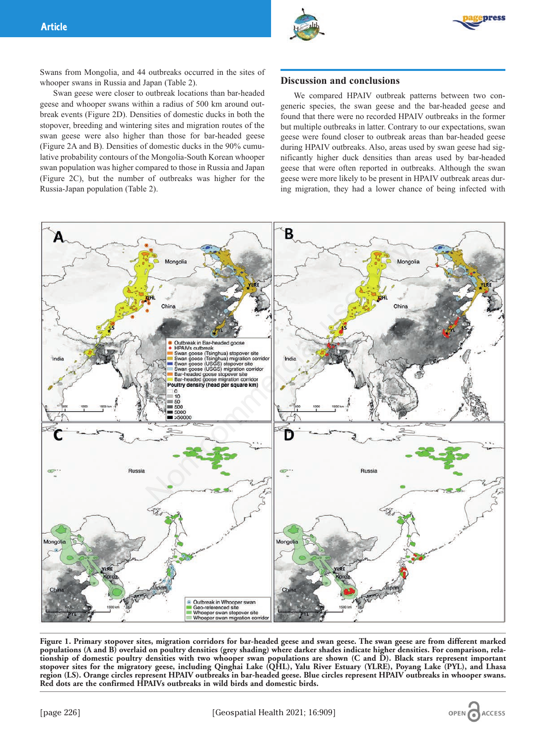Swans from Mongolia, and 44 outbreaks occurred in the sites of whooper swans in Russia and Japan (Table 2).

Swan geese were closer to outbreak locations than bar-headed geese and whooper swans within a radius of 500 km around outbreak events (Figure 2D). Densities of domestic ducks in both the stopover, breeding and wintering sites and migration routes of the swan geese were also higher than those for bar-headed geese (Figure 2A and B). Densities of domestic ducks in the 90% cumulative probability contours of the Mongolia-South Korean whooper swan population was higher compared to those in Russia and Japan (Figure 2C), but the number of outbreaks was higher for the Russia-Japan population (Table 2).

## Discussion and conclusions

We compared HPAIV outbreak patterns between two congeneric species, the swan geese and the bar-headed geese and found that there were no recorded HPAIV outbreaks in the former but multiple outbreaks in latter. Contrary to our expectations, swan geese were found closer to outbreak areas than bar-headed geese during HPAIV outbreaks. Also, areas used by swan geese had significantly higher duck densities than areas used by bar-headed geese that were often reported in outbreaks. Although the swan geese were more likely to be present in HPAIV outbreak areas during migration, they had a lower chance of being infected with

**Figure 1. Primary stopover sites, migration corridors for bar-headed geese and swan geese. The swan geese are from different marked populations (A and B) overlaid on poultry densities (grey shading) where darker shades indicate higher densities. For comparison, relationship of domestic poultry densities with two whooper swan populations are shown (C and D). Black stars represent important stopover sites for the migratory geese, including Qinghai Lake (QHL), Yalu River Estuary (YLRE), Poyang Lake (PYL), and Lhasa region (LS). Orange circles represent HPAIV outbreaks in bar-headed geese. Blue circles represent HPAIV outbreaks in whooper swans. Red dots are the confirmed HPAIVs outbreaks in wild birds and domestic birds.**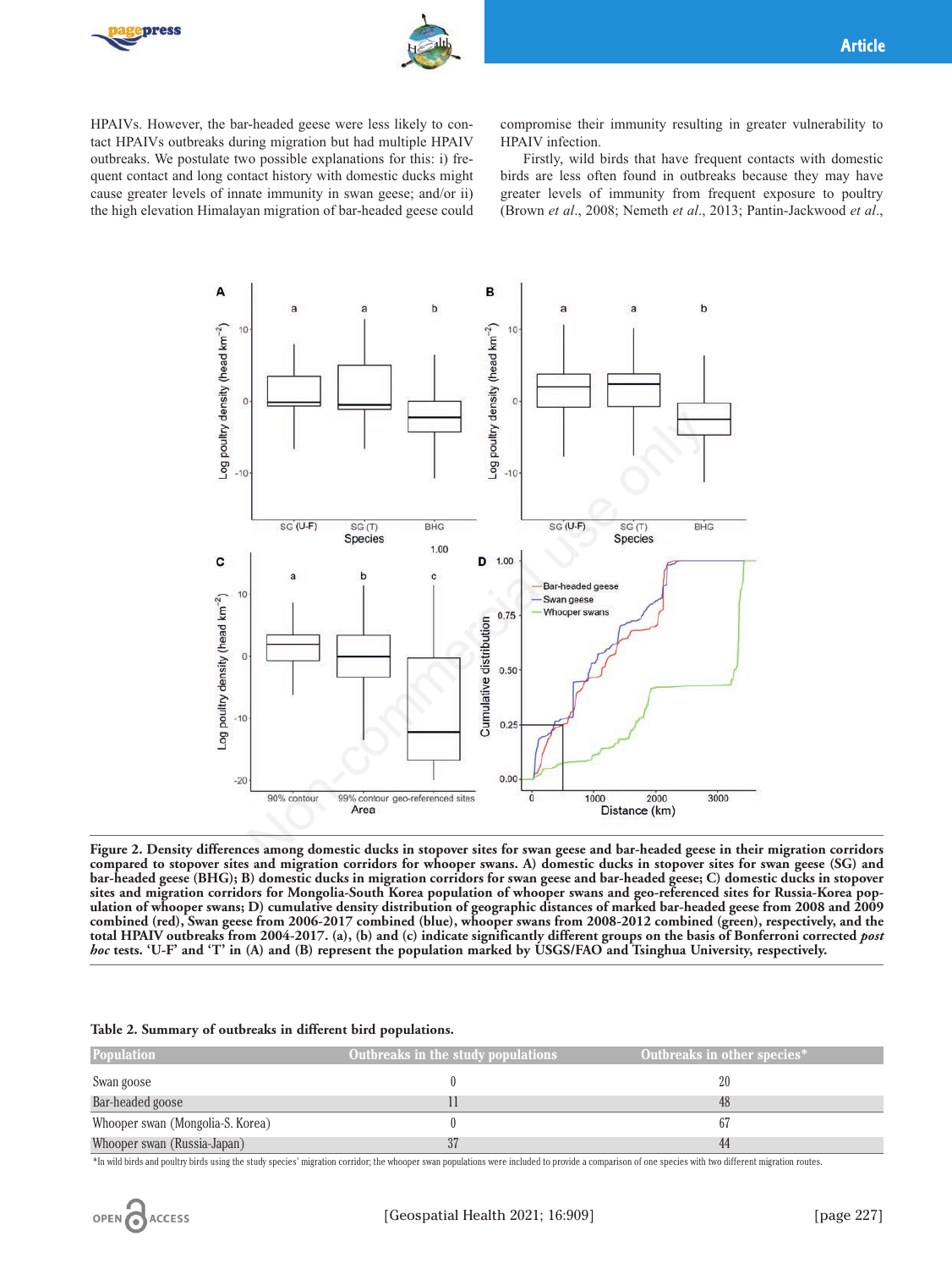HPAIVs. However, the bar-headed geese were less likely to contact HPAIVs outbreaks during migration but had multiple HPAIV outbreaks. We postulate two possible explanations for this: i) frequent contact and long contact history with domestic ducks might cause greater levels of innate immunity in swan geese; and/or ii) the high elevation Himalayan migration of bar-headed geese could compromise their immunity resulting in greater vulnerability to HPAIV infection.

Firstly, wild birds that have frequent contacts with domestic birds are less often found in outbreaks because they may have greater levels of immunity from frequent exposure to poultry (Brown *et al*., 2008; Nemeth *et al*., 2013; Pantin-Jackwood *et al*.,

**Figure 2. Density differences among domestic ducks in stopover sites for swan geese and bar-headed geese in their migration corridors compared to stopover sites and migration corridors for whooper swans. A) domestic ducks in stopover sites for swan geese (SG) and bar-headed geese (BHG); B) domestic ducks in migration corridors for swan geese and bar-headed geese; C) domestic ducks in stopover sites and migration corridors for Mongolia-South Korea population of whooper swans and geo-referenced sites for Russia-Korea population of whooper swans; D) cumulative density distribution of geographic distances of marked bar-headed geese from 2008 and 2009 combined (red), Swan geese from 2006-2017 combined (blue), whooper swans from 2008-2012 combined (green), respectively, and the total HPAIV outbreaks from 2004-2017. (a), (b) and (c) indicate significantly different groups on the basis of Bonferroni corrected *post hoc* tests. 'U-F' and 'T' in (A) and (B) represent the population marked by USGS/FAO and Tsinghua University, respectively.**

**Table 2. Summary of outbreaks in different bird populations.**

| Population | Outbreaks in the study populations | Outbreaks in other species* |
|---|---|---|
| Swan goose | 0 | 20 |
| Bar-headed goose | 11 | 48 |
| Whooper swan (Mongolia-S. Korea) | 0 | 67 |
| Whooper swan (Russia-Japan) | 37 | 44 |

*In wild birds and poultry birds using the study species' migration corridor; the whooper swan populations were included to provide a comparison of one species with two different migration routes.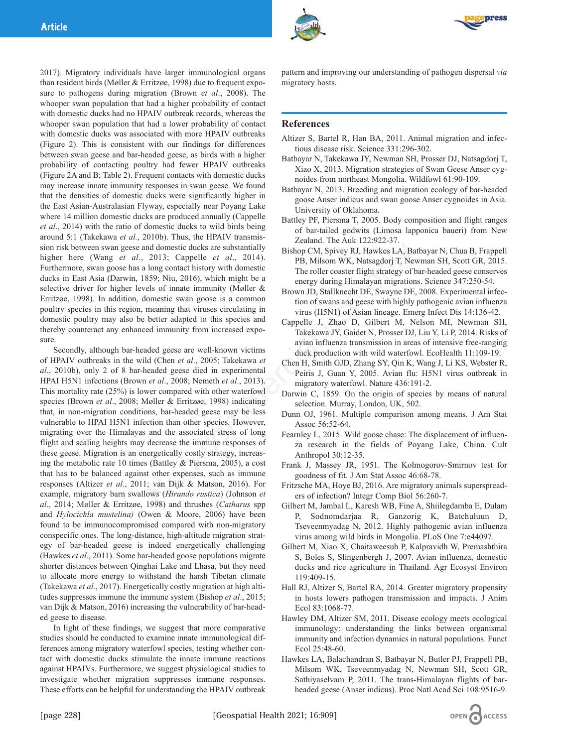2017). Migratory individuals have larger immunological organs than resident birds (Møller & Erritzøe, 1998) due to frequent exposure to pathogens during migration (Brown *et al*., 2008). The whooper swan population that had a higher probability of contact with domestic ducks had no HPAIV outbreak records, whereas the whooper swan population that had a lower probability of contact with domestic ducks was associated with more HPAIV outbreaks (Figure 2). This is consistent with our findings for differences between swan geese and bar-headed geese, as birds with a higher probability of contacting poultry had fewer HPAIV outbreaks (Figure 2A and B; Table 2). Frequent contacts with domestic ducks may increase innate immunity responses in swan geese. We found that the densities of domestic ducks were significantly higher in the East Asian-Australasian Flyway, especially near Poyang Lake where 14 million domestic ducks are produced annually (Cappelle *et al*., 2014) with the ratio of domestic ducks to wild birds being around 5:1 (Takekawa *et al.*, 2010b). Thus, the HPAIV transmission risk between swan geese and domestic ducks are substantially higher here (Wang *et al*., 2013; Cappelle *et al*., 2014). Furthermore, swan goose has a long contact history with domestic ducks in East Asia (Darwin, 1859; Niu, 2016), which might be a selective driver for higher levels of innate immunity (Møller & Erritzøe, 1998). In addition, domestic swan goose is a common poultry species in this region, meaning that viruses circulating in domestic poultry may also be better adapted to this species and thereby counteract any enhanced immunity from increased exposure.

Secondly, although bar-headed geese are well-known victims of HPAIV outbreaks in the wild (Chen *et al*., 2005; Takekawa *et al*., 2010b), only 2 of 8 bar-headed geese died in experimental HPAI H5N1 infections (Brown *et al*., 2008; Nemeth *et al*., 2013). This mortality rate (25%) is lower compared with other waterfowl species (Brown *et al*., 2008; Møller & Erritzøe, 1998) indicating that, in non-migration conditions, bar-headed geese may be less vulnerable to HPAI H5N1 infection than other species. However, migrating over the Himalayas and the associated stress of long flight and scaling heights may decrease the immune responses of these geese. Migration is an energetically costly strategy, increasing the metabolic rate 10 times (Battley & Piersma, 2005), a cost that has to be balanced against other expenses, such as immune responses (Altizer *et al*., 2011; van Dijk & Matson, 2016). For example, migratory barn swallows (*Hirundo rustica*) (Johnson *et al*., 2014; Møller & Erritzøe, 1998) and thrushes (*Catharus* spp and *Hylocichla mustelina)* (Owen & Moore, 2006) have been found to be immunocompromised compared with non-migratory conspecific ones. The long-distance, high-altitude migration strategy of bar-headed geese is indeed energetically challenging (Hawkes *et al*., 2011). Some bar-headed goose populations migrate shorter distances between Qinghai Lake and Lhasa, but they need to allocate more energy to withstand the harsh Tibetan climate (Takekawa *et al*., 2017). Energetically costly migration at high altitudes suppresses immune the immune system (Bishop *et al*., 2015; van Dijk & Matson, 2016) increasing the vulnerability of bar-headed geese to disease.

In light of these findings, we suggest that more comparative studies should be conducted to examine innate immunological differences among migratory waterfowl species, testing whether contact with domestic ducks stimulate the innate immune reactions against HPAIVs. Furthermore, we suggest physiological studies to investigate whether migration suppresses immune responses. These efforts can be helpful for understanding the HPAIV outbreak pattern and improving our understanding of pathogen dispersal *via* migratory hosts.

## References

Altizer S, Bartel R, Han BA, 2011. Animal migration and infectious disease risk. Science 331:296-302.

Batbayar N, Takekawa JY, Newman SH, Prosser DJ, Natsagdorj T, Xiao X, 2013. Migration strategies of Swan Geese Anser cygnoides from northeast Mongolia. Wildfowl 61:90-109.

Batbayar N, 2013. Breeding and migration ecology of bar-headed goose Anser indicus and swan goose Anser cygnoides in Asia. University of Oklahoma.

Battley PF, Piersma T, 2005. Body composition and flight ranges of bar-tailed godwits (Limosa lapponica baueri) from New Zealand. The Auk 122:922-37.

Bishop CM, Spivey RJ, Hawkes LA, Batbayar N, Chua B, Frappell PB, Milsom WK, Natsagdorj T, Newman SH, Scott GR, 2015. The roller coaster flight strategy of bar-headed geese conserves energy during Himalayan migrations. Science 347:250-54.

Brown JD, Stallknecht DE, Swayne DE, 2008. Experimental infection of swans and geese with highly pathogenic avian influenza virus (H5N1) of Asian lineage. Emerg Infect Dis 14:136-42.

Cappelle J, Zhao D, Gilbert M, Nelson MI, Newman SH, Takekawa JY, Gaidet N, Prosser DJ, Liu Y, Li P, 2014. Risks of avian influenza transmission in areas of intensive free-ranging duck production with wild waterfowl. EcoHealth 11:109-19.

Chen H, Smith GJD, Zhang SY, Qin K, Wang J, Li KS, Webster R, Peiris J, Guan Y, 2005. Avian flu: H5N1 virus outbreak in migratory waterfowl. Nature 436:191-2.

Darwin C, 1859. On the origin of species by means of natural selection. Murray, London, UK, 502.

Dunn OJ, 1961. Multiple comparison among means. J Am Stat Assoc 56:52-64.

Fearnley L, 2015. Wild goose chase: The displacement of influenza research in the fields of Poyang Lake, China. Cult Anthropol 30:12-35.

Frank J, Massey JR, 1951. The Kolmogorov-Smirnov test for goodness of fit. J Am Stat Assoc 46:68-78.

Fritzsche MA, Hoye BJ, 2016. Are migratory animals superspreaders of infection? Integr Comp Biol 56:260-7.

Gilbert M, Jambal L, Karesh WB, Fine A, Shiilegdamba E, Dulam P, Sodnomdarjaa R, Ganzorig K, Batchuluun D, Tseveenmyadag N, 2012. Highly pathogenic avian influenza virus among wild birds in Mongolia. PLoS One 7:e44097.

Gilbert M, Xiao X, Chaitaweesub P, Kalpravidh W, Premashthira S, Boles S, Slingenbergh J, 2007. Avian influenza, domestic ducks and rice agriculture in Thailand. Agr Ecosyst Environ 119:409-15.

Hall RJ, Altizer S, Bartel RA, 2014. Greater migratory propensity in hosts lowers pathogen transmission and impacts. J Anim Ecol 83:1068-77.

Hawley DM, Altizer SM, 2011. Disease ecology meets ecological immunology: understanding the links between organismal immunity and infection dynamics in natural populations. Funct Ecol 25:48-60.

Hawkes LA, Balachandran S, Batbayar N, Butler PJ, Frappell PB, Milsom WK, Tseveenmyadag N, Newman SH, Scott GR, Sathiyaselvam P, 2011. The trans-Himalayan flights of bar-headed geese (Anser indicus). Proc Natl Acad Sci 108:9516-9.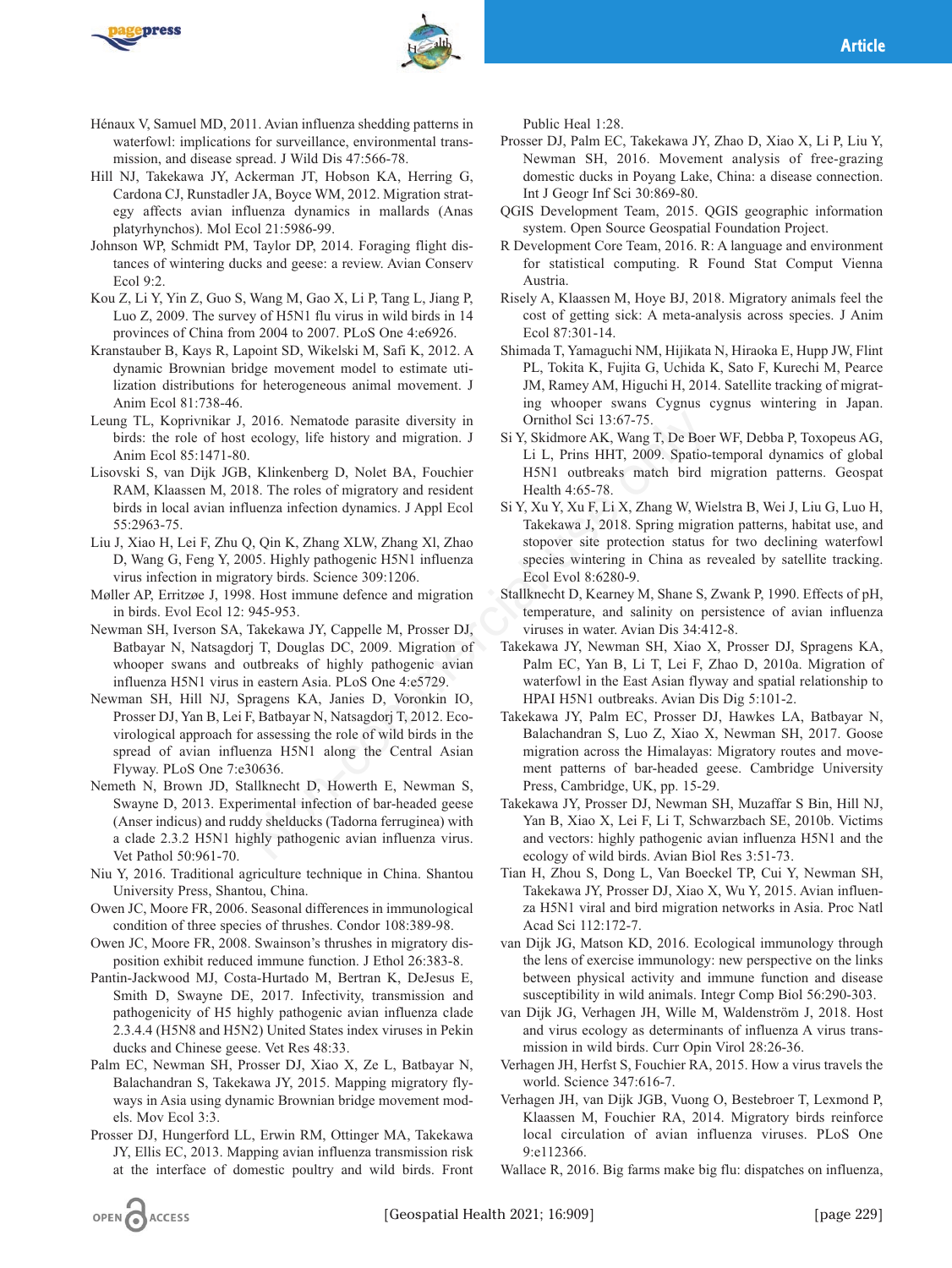Hénaux V, Samuel MD, 2011. Avian influenza shedding patterns in waterfowl: implications for surveillance, environmental transmission, and disease spread. J Wild Dis 47:566-78.

Hill NJ, Takekawa JY, Ackerman JT, Hobson KA, Herring G, Cardona CJ, Runstadler JA, Boyce WM, 2012. Migration strategy affects avian influenza dynamics in mallards (Anas platyrhynchos). Mol Ecol 21:5986-99.

Johnson WP, Schmidt PM, Taylor DP, 2014. Foraging flight distances of wintering ducks and geese: a review. Avian Conserv Ecol 9:2.

Kou Z, Li Y, Yin Z, Guo S, Wang M, Gao X, Li P, Tang L, Jiang P, Luo Z, 2009. The survey of H5N1 flu virus in wild birds in 14 provinces of China from 2004 to 2007. PLoS One 4:e6926.

Kranstauber B, Kays R, Lapoint SD, Wikelski M, Safi K, 2012. A dynamic Brownian bridge movement model to estimate utilization distributions for heterogeneous animal movement. J Anim Ecol 81:738-46.

Leung TL, Koprivnikar J, 2016. Nematode parasite diversity in birds: the role of host ecology, life history and migration. J Anim Ecol 85:1471-80.

Lisovski S, van Dijk JGB, Klinkenberg D, Nolet BA, Fouchier RAM, Klaassen M, 2018. The roles of migratory and resident birds in local avian influenza infection dynamics. J Appl Ecol 55:2963-75.

Liu J, Xiao H, Lei F, Zhu Q, Qin K, Zhang XLW, Zhang Xl, Zhao D, Wang G, Feng Y, 2005. Highly pathogenic H5N1 influenza virus infection in migratory birds. Science 309:1206.

Møller AP, Erritzøe J, 1998. Host immune defence and migration in birds. Evol Ecol 12: 945-953.

Newman SH, Iverson SA, Takekawa JY, Cappelle M, Prosser DJ, Batbayar N, Natsagdorj T, Douglas DC, 2009. Migration of whooper swans and outbreaks of highly pathogenic avian influenza H5N1 virus in eastern Asia. PLoS One 4:e5729.

Newman SH, Hill NJ, Spragens KA, Janies D, Voronkin IO, Prosser DJ, Yan B, Lei F, Batbayar N, Natsagdorj T, 2012. Eco-virological approach for assessing the role of wild birds in the spread of avian influenza H5N1 along the Central Asian Flyway. PLoS One 7:e30636.

Nemeth N, Brown JD, Stallknecht D, Howerth E, Newman S, Swayne D, 2013. Experimental infection of bar-headed geese (Anser indicus) and ruddy shelducks (Tadorna ferruginea) with a clade 2.3.2 H5N1 highly pathogenic avian influenza virus. Vet Pathol 50:961-70.

Niu Y, 2016. Traditional agriculture technique in China. Shantou University Press, Shantou, China.

Owen JC, Moore FR, 2006. Seasonal differences in immunological condition of three species of thrushes. Condor 108:389-98.

Owen JC, Moore FR, 2008. Swainson's thrushes in migratory disposition exhibit reduced immune function. J Ethol 26:383-8.

Pantin-Jackwood MJ, Costa-Hurtado M, Bertran K, DeJesus E, Smith D, Swayne DE, 2017. Infectivity, transmission and pathogenicity of H5 highly pathogenic avian influenza clade 2.3.4.4 (H5N8 and H5N2) United States index viruses in Pekin ducks and Chinese geese. Vet Res 48:33.

Palm EC, Newman SH, Prosser DJ, Xiao X, Ze L, Batbayar N, Balachandran S, Takekawa JY, 2015. Mapping migratory flyways in Asia using dynamic Brownian bridge movement models. Mov Ecol 3:3.

Prosser DJ, Hungerford LL, Erwin RM, Ottinger MA, Takekawa JY, Ellis EC, 2013. Mapping avian influenza transmission risk at the interface of domestic poultry and wild birds. Front Public Heal 1:28.

Prosser DJ, Palm EC, Takekawa JY, Zhao D, Xiao X, Li P, Liu Y, Newman SH, 2016. Movement analysis of free-grazing domestic ducks in Poyang Lake, China: a disease connection. Int J Geogr Inf Sci 30:869-80.

QGIS Development Team, 2015. QGIS geographic information system. Open Source Geospatial Foundation Project.

R Development Core Team, 2016. R: A language and environment for statistical computing. R Found Stat Comput Vienna Austria.

Risely A, Klaassen M, Hoye BJ, 2018. Migratory animals feel the cost of getting sick: A meta-analysis across species. J Anim Ecol 87:301-14.

Shimada T, Yamaguchi NM, Hijikata N, Hiraoka E, Hupp JW, Flint PL, Tokita K, Fujita G, Uchida K, Sato F, Kurechi M, Pearce JM, Ramey AM, Higuchi H, 2014. Satellite tracking of migrating whooper swans Cygnus cygnus wintering in Japan. Ornithol Sci 13:67-75.

Si Y, Skidmore AK, Wang T, De Boer WF, Debba P, Toxopeus AG, Li L, Prins HHT, 2009. Spatio-temporal dynamics of global H5N1 outbreaks match bird migration patterns. Geospat Health 4:65-78.

Si Y, Xu Y, Xu F, Li X, Zhang W, Wielstra B, Wei J, Liu G, Luo H, Takekawa J, 2018. Spring migration patterns, habitat use, and stopover site protection status for two declining waterfowl species wintering in China as revealed by satellite tracking. Ecol Evol 8:6280-9.

Stallknecht D, Kearney M, Shane S, Zwank P, 1990. Effects of pH, temperature, and salinity on persistence of avian influenza viruses in water. Avian Dis 34:412-8.

Takekawa JY, Newman SH, Xiao X, Prosser DJ, Spragens KA, Palm EC, Yan B, Li T, Lei F, Zhao D, 2010a. Migration of waterfowl in the East Asian flyway and spatial relationship to HPAI H5N1 outbreaks. Avian Dis Dig 5:101-2.

Takekawa JY, Palm EC, Prosser DJ, Hawkes LA, Batbayar N, Balachandran S, Luo Z, Xiao X, Newman SH, 2017. Goose migration across the Himalayas: Migratory routes and movement patterns of bar-headed geese. Cambridge University Press, Cambridge, UK, pp. 15-29.

Takekawa JY, Prosser DJ, Newman SH, Muzaffar S Bin, Hill NJ, Yan B, Xiao X, Lei F, Li T, Schwarzbach SE, 2010b. Victims and vectors: highly pathogenic avian influenza H5N1 and the ecology of wild birds. Avian Biol Res 3:51-73.

Tian H, Zhou S, Dong L, Van Boeckel TP, Cui Y, Newman SH, Takekawa JY, Prosser DJ, Xiao X, Wu Y, 2015. Avian influenza H5N1 viral and bird migration networks in Asia. Proc Natl Acad Sci 112:172-7.

van Dijk JG, Matson KD, 2016. Ecological immunology through the lens of exercise immunology: new perspective on the links between physical activity and immune function and disease susceptibility in wild animals. Integr Comp Biol 56:290-303.

van Dijk JG, Verhagen JH, Wille M, Waldenström J, 2018. Host and virus ecology as determinants of influenza A virus transmission in wild birds. Curr Opin Virol 28:26-36.

Verhagen JH, Herfst S, Fouchier RA, 2015. How a virus travels the world. Science 347:616-7.

Verhagen JH, van Dijk JGB, Vuong O, Bestebroer T, Lexmond P, Klaassen M, Fouchier RA, 2014. Migratory birds reinforce local circulation of avian influenza viruses. PLoS One 9:e112366.

Wallace R, 2016. Big farms make big flu: dispatches on influenza,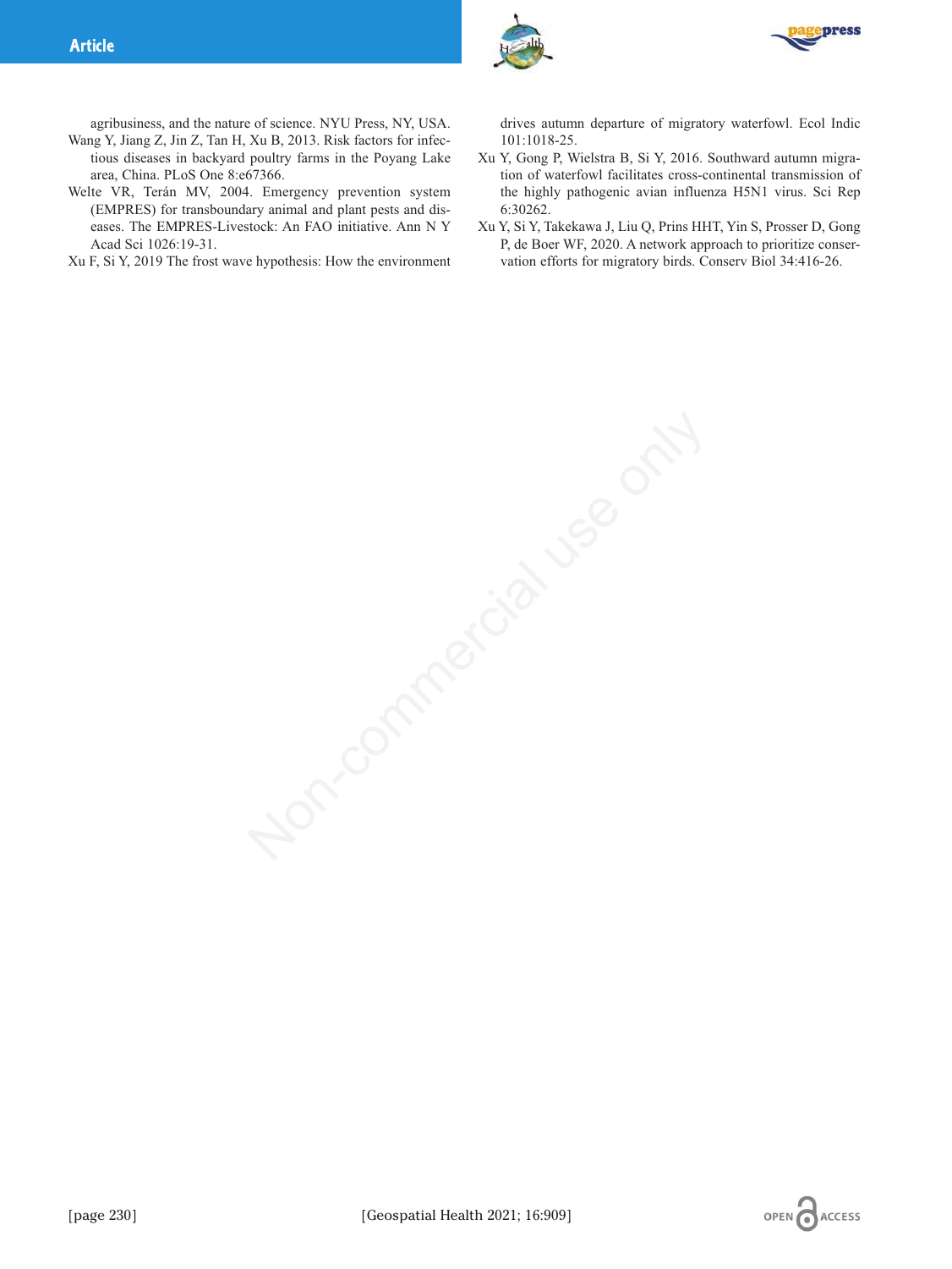agribusiness, and the nature of science. NYU Press, NY, USA.

Wang Y, Jiang Z, Jin Z, Tan H, Xu B, 2013. Risk factors for infectious diseases in backyard poultry farms in the Poyang Lake area, China. PLoS One 8:e67366.

Welte VR, Terán MV, 2004. Emergency prevention system (EMPRES) for transboundary animal and plant pests and diseases. The EMPRES-Livestock: An FAO initiative. Ann N Y Acad Sci 1026:19-31.

Xu F, Si Y, 2019 The frost wave hypothesis: How the environment drives autumn departure of migratory waterfowl. Ecol Indic 101:1018-25.

Xu Y, Gong P, Wielstra B, Si Y, 2016. Southward autumn migration of waterfowl facilitates cross-continental transmission of the highly pathogenic avian influenza H5N1 virus. Sci Rep 6:30262.

Xu Y, Si Y, Takekawa J, Liu Q, Prins HHT, Yin S, Prosser D, Gong P, de Boer WF, 2020. A network approach to prioritize conservation efforts for migratory birds. Conserv Biol 34:416-26.